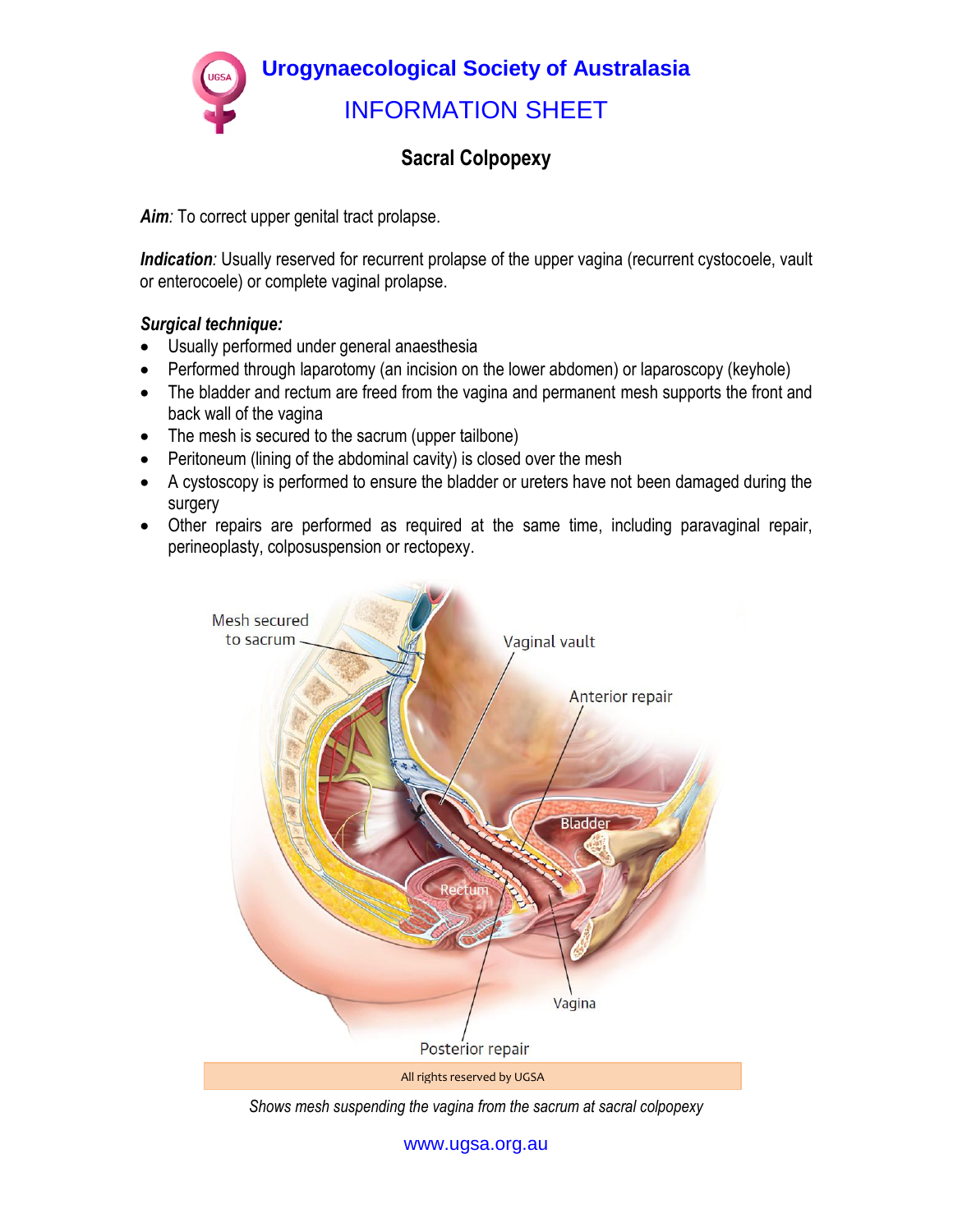# Urogynaecological Society of Australasia

## INFORMATION SHEET

### Sacral Colpopexy

***Aim**:* To correct upper genital tract prolapse.

***Indication**:* Usually reserved for recurrent prolapse of the upper vagina (recurrent cystocoele, vault or enterocoele) or complete vaginal prolapse.

***Surgical technique:***

- Usually performed under general anaesthesia
- Performed through laparotomy (an incision on the lower abdomen) or laparoscopy (keyhole)
- The bladder and rectum are freed from the vagina and permanent mesh supports the front and back wall of the vagina
- The mesh is secured to the sacrum (upper tailbone)
- Peritoneum (lining of the abdominal cavity) is closed over the mesh
- A cystoscopy is performed to ensure the bladder or ureters have not been damaged during the surgery
- Other repairs are performed as required at the same time, including paravaginal repair, perineoplasty, colposuspension or rectopexy.

All rights reserved by UGSA

*Shows mesh suspending the vagina from the sacrum at sacral colpopexy*

www.ugsa.org.au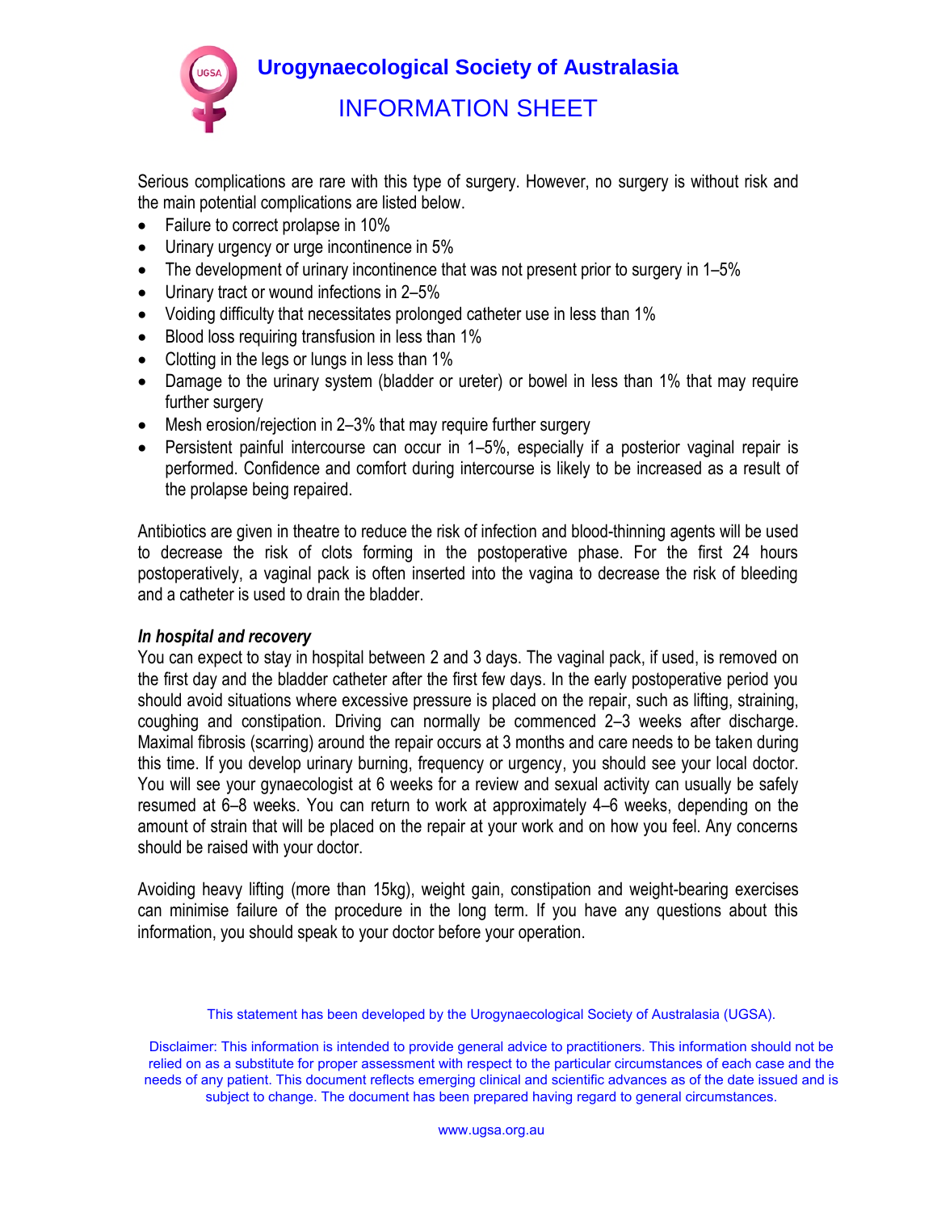Serious complications are rare with this type of surgery. However, no surgery is without risk and the main potential complications are listed below.

- Failure to correct prolapse in 10%
- Urinary urgency or urge incontinence in 5%
- The development of urinary incontinence that was not present prior to surgery in 1–5%
- Urinary tract or wound infections in 2–5%
- Voiding difficulty that necessitates prolonged catheter use in less than 1%
- Blood loss requiring transfusion in less than 1%
- Clotting in the legs or lungs in less than 1%
- Damage to the urinary system (bladder or ureter) or bowel in less than 1% that may require further surgery
- Mesh erosion/rejection in 2–3% that may require further surgery
- Persistent painful intercourse can occur in 1–5%, especially if a posterior vaginal repair is performed. Confidence and comfort during intercourse is likely to be increased as a result of the prolapse being repaired.

Antibiotics are given in theatre to reduce the risk of infection and blood-thinning agents will be used to decrease the risk of clots forming in the postoperative phase. For the first 24 hours postoperatively, a vaginal pack is often inserted into the vagina to decrease the risk of bleeding and a catheter is used to drain the bladder.

***In hospital and recovery***

You can expect to stay in hospital between 2 and 3 days. The vaginal pack, if used, is removed on the first day and the bladder catheter after the first few days. In the early postoperative period you should avoid situations where excessive pressure is placed on the repair, such as lifting, straining, coughing and constipation. Driving can normally be commenced 2–3 weeks after discharge. Maximal fibrosis (scarring) around the repair occurs at 3 months and care needs to be taken during this time. If you develop urinary burning, frequency or urgency, you should see your local doctor. You will see your gynaecologist at 6 weeks for a review and sexual activity can usually be safely resumed at 6–8 weeks. You can return to work at approximately 4–6 weeks, depending on the amount of strain that will be placed on the repair at your work and on how you feel. Any concerns should be raised with your doctor.

Avoiding heavy lifting (more than 15kg), weight gain, constipation and weight-bearing exercises can minimise failure of the procedure in the long term. If you have any questions about this information, you should speak to your doctor before your operation.

This statement has been developed by the Urogynaecological Society of Australasia (UGSA).

Disclaimer: This information is intended to provide general advice to practitioners. This information should not be relied on as a substitute for proper assessment with respect to the particular circumstances of each case and the needs of any patient. This document reflects emerging clinical and scientific advances as of the date issued and is subject to change. The document has been prepared having regard to general circumstances.

www.ugsa.org.au